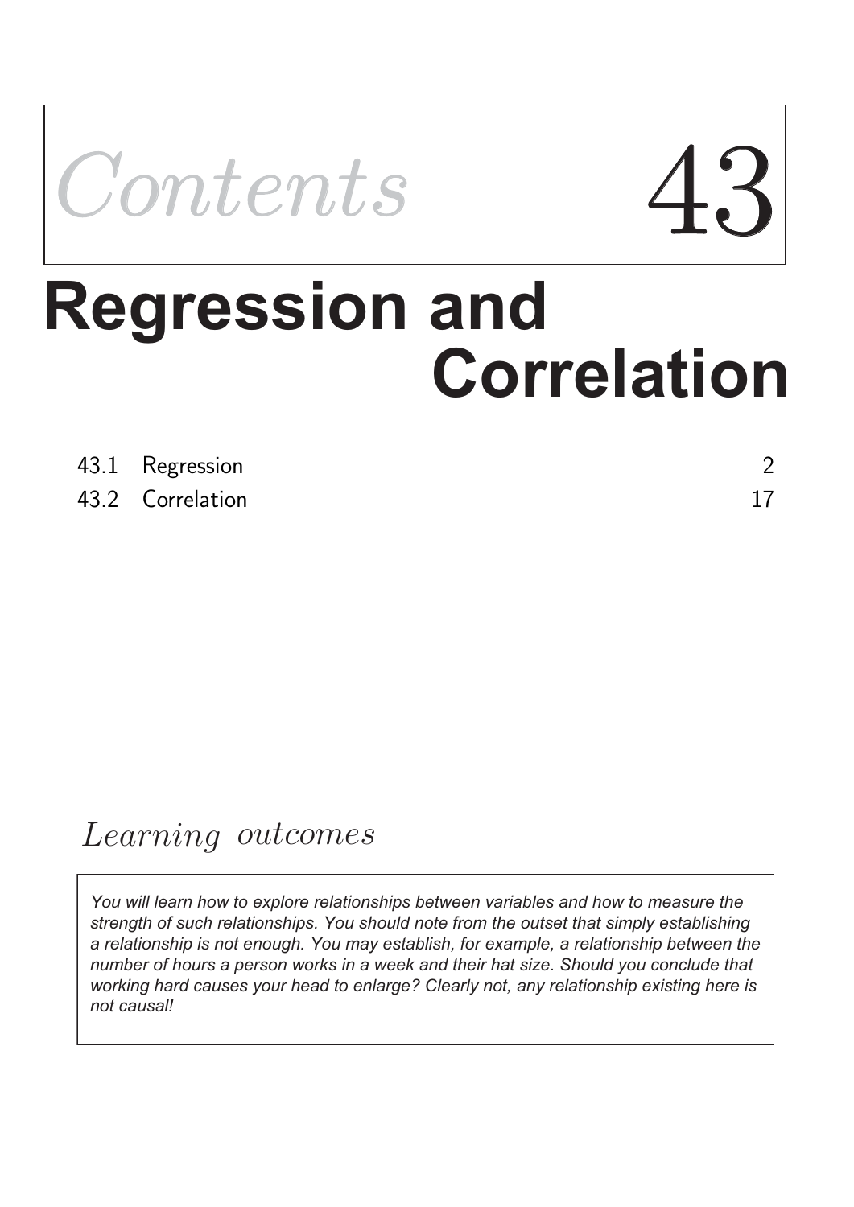*Contents* 43

# Regression and Correlation

| | | |
|---|---|---|
| 43.1 | Regression | 2 |
| 43.2 | Correlation | 17 |

## *Learning outcomes*

*You will learn how to explore relationships between variables and how to measure the strength of such relationships. You should note from the outset that simply establishing a relationship is not enough. You may establish, for example, a relationship between the number of hours a person works in a week and their hat size. Should you conclude that working hard causes your head to enlarge? Clearly not, any relationship existing here is not causal!*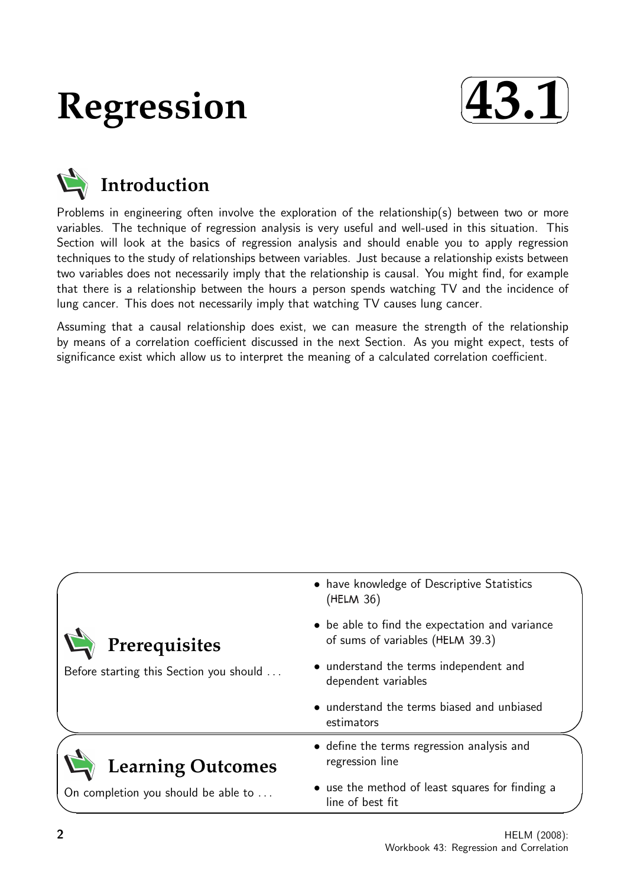# Regression

# 43.1

## Introduction

Problems in engineering often involve the exploration of the relationship(s) between two or more variables. The technique of regression analysis is very useful and well-used in this situation. This Section will look at the basics of regression analysis and should enable you to apply regression techniques to the study of relationships between variables. Just because a relationship exists between two variables does not necessarily imply that the relationship is causal. You might find, for example that there is a relationship between the hours a person spends watching TV and the incidence of lung cancer. This does not necessarily imply that watching TV causes lung cancer.

Assuming that a causal relationship does exist, we can measure the strength of the relationship by means of a correlation coefficient discussed in the next Section. As you might expect, tests of significance exist which allow us to interpret the meaning of a calculated correlation coefficient.

## Prerequisites

Before starting this Section you should ...

- have knowledge of Descriptive Statistics (HELM 36)
- be able to find the expectation and variance of sums of variables (HELM 39.3)
- understand the terms independent and dependent variables
- understand the terms biased and unbiased estimators

## Learning Outcomes

On completion you should be able to ...

- define the terms regression analysis and regression line
- use the method of least squares for finding a line of best fit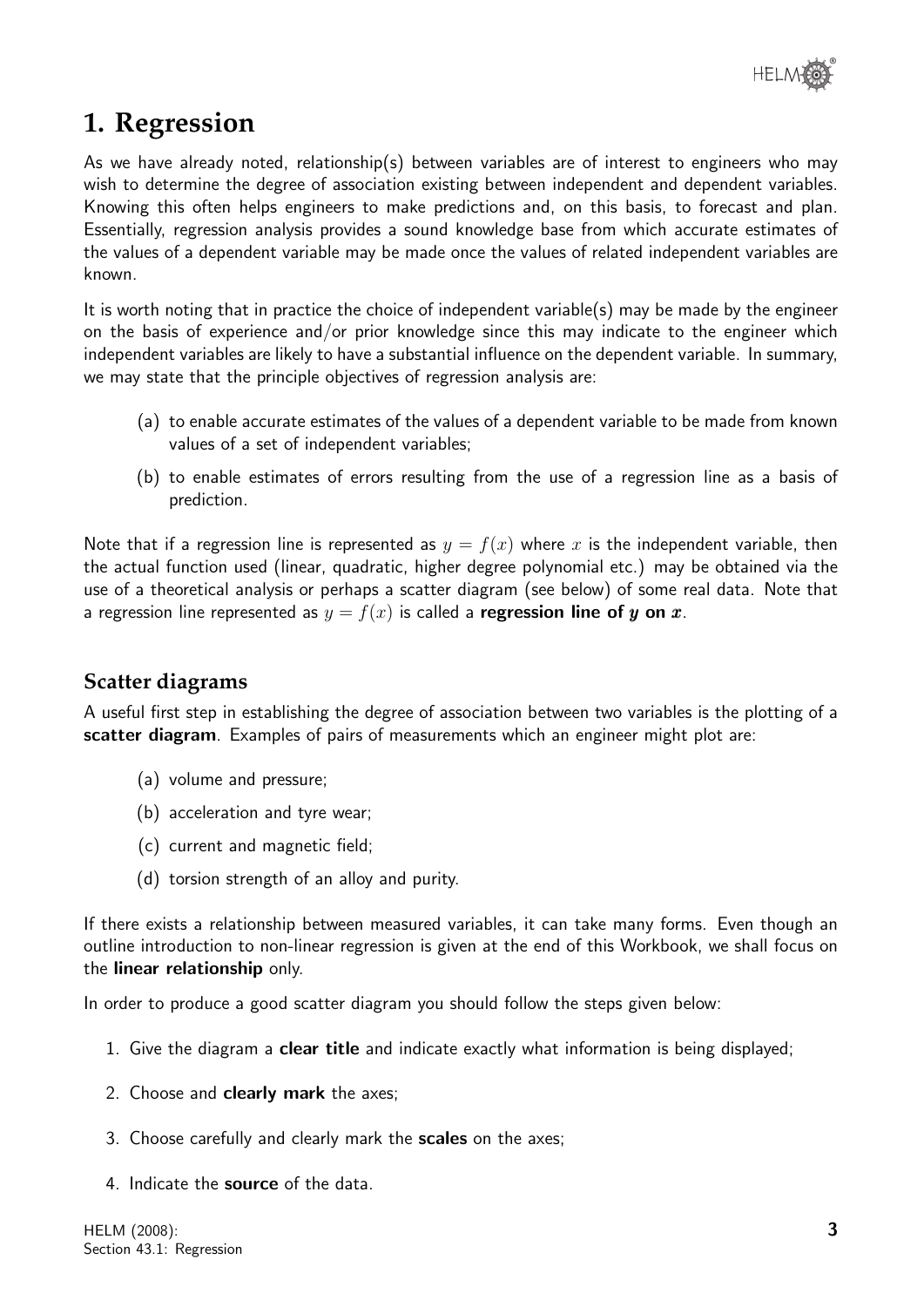# 1. Regression

As we have already noted, relationship(s) between variables are of interest to engineers who may wish to determine the degree of association existing between independent and dependent variables. Knowing this often helps engineers to make predictions and, on this basis, to forecast and plan. Essentially, regression analysis provides a sound knowledge base from which accurate estimates of the values of a dependent variable may be made once the values of related independent variables are known.

It is worth noting that in practice the choice of independent variable(s) may be made by the engineer on the basis of experience and/or prior knowledge since this may indicate to the engineer which independent variables are likely to have a substantial influence on the dependent variable. In summary, we may state that the principle objectives of regression analysis are:

(a) to enable accurate estimates of the values of a dependent variable to be made from known values of a set of independent variables;

(b) to enable estimates of errors resulting from the use of a regression line as a basis of prediction.

Note that if a regression line is represented as $y = f(x)$ where $x$ is the independent variable, then the actual function used (linear, quadratic, higher degree polynomial etc.) may be obtained via the use of a theoretical analysis or perhaps a scatter diagram (see below) of some real data. Note that a regression line represented as $y = f(x)$ is called a **regression line of $y$ on $x$**.

## Scatter diagrams

A useful first step in establishing the degree of association between two variables is the plotting of a **scatter diagram**. Examples of pairs of measurements which an engineer might plot are:

(a) volume and pressure;

(b) acceleration and tyre wear;

(c) current and magnetic field;

(d) torsion strength of an alloy and purity.

If there exists a relationship between measured variables, it can take many forms. Even though an outline introduction to non-linear regression is given at the end of this Workbook, we shall focus on the **linear relationship** only.

In order to produce a good scatter diagram you should follow the steps given below:

1. Give the diagram a **clear title** and indicate exactly what information is being displayed;
2. Choose and **clearly mark** the axes;
3. Choose carefully and clearly mark the **scales** on the axes;
4. Indicate the **source** of the data.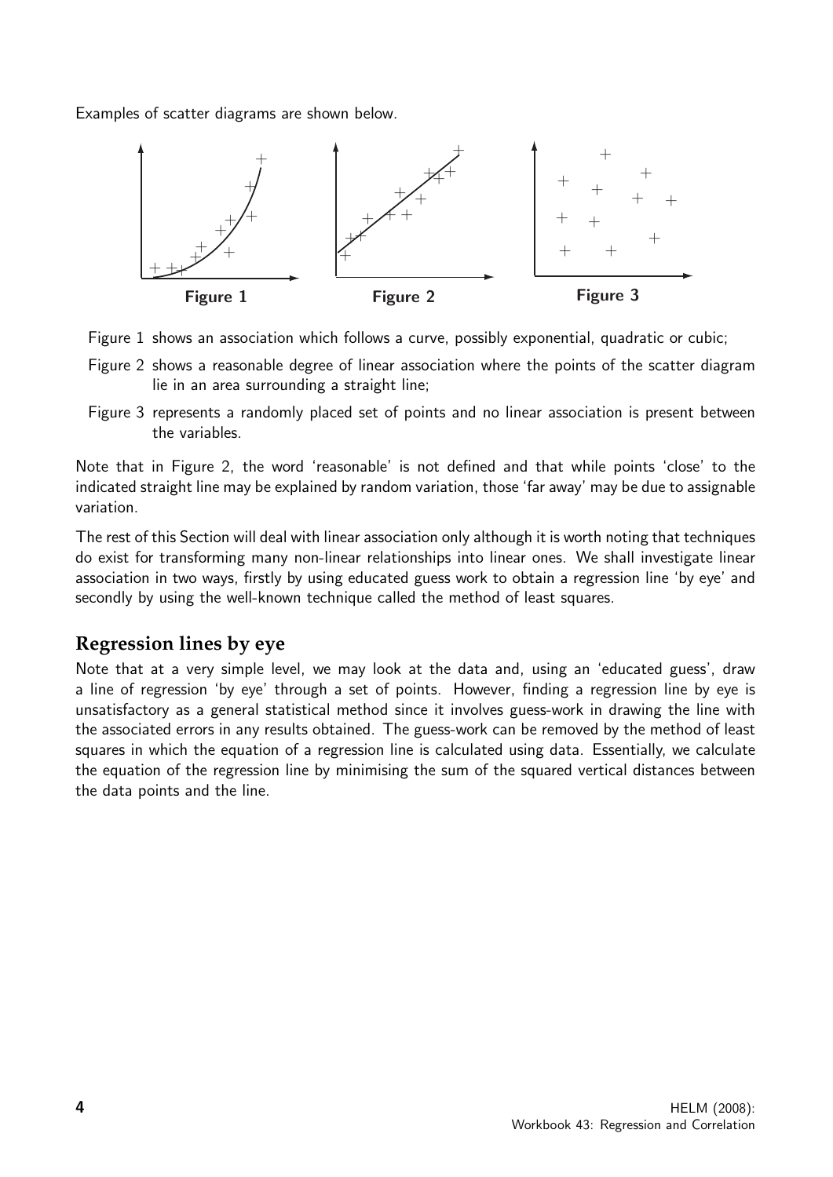Examples of scatter diagrams are shown below.

**Figure 1** **Figure 2** **Figure 3**

- Figure 1 shows an association which follows a curve, possibly exponential, quadratic or cubic;
- Figure 2 shows a reasonable degree of linear association where the points of the scatter diagram lie in an area surrounding a straight line;
- Figure 3 represents a randomly placed set of points and no linear association is present between the variables.

Note that in Figure 2, the word 'reasonable' is not defined and that while points 'close' to the indicated straight line may be explained by random variation, those 'far away' may be due to assignable variation.

The rest of this Section will deal with linear association only although it is worth noting that techniques do exist for transforming many non-linear relationships into linear ones. We shall investigate linear association in two ways, firstly by using educated guess work to obtain a regression line 'by eye' and secondly by using the well-known technique called the method of least squares.

## Regression lines by eye

Note that at a very simple level, we may look at the data and, using an 'educated guess', draw a line of regression 'by eye' through a set of points. However, finding a regression line by eye is unsatisfactory as a general statistical method since it involves guess-work in drawing the line with the associated errors in any results obtained. The guess-work can be removed by the method of least squares in which the equation of a regression line is calculated using data. Essentially, we calculate the equation of the regression line by minimising the sum of the squared vertical distances between the data points and the line.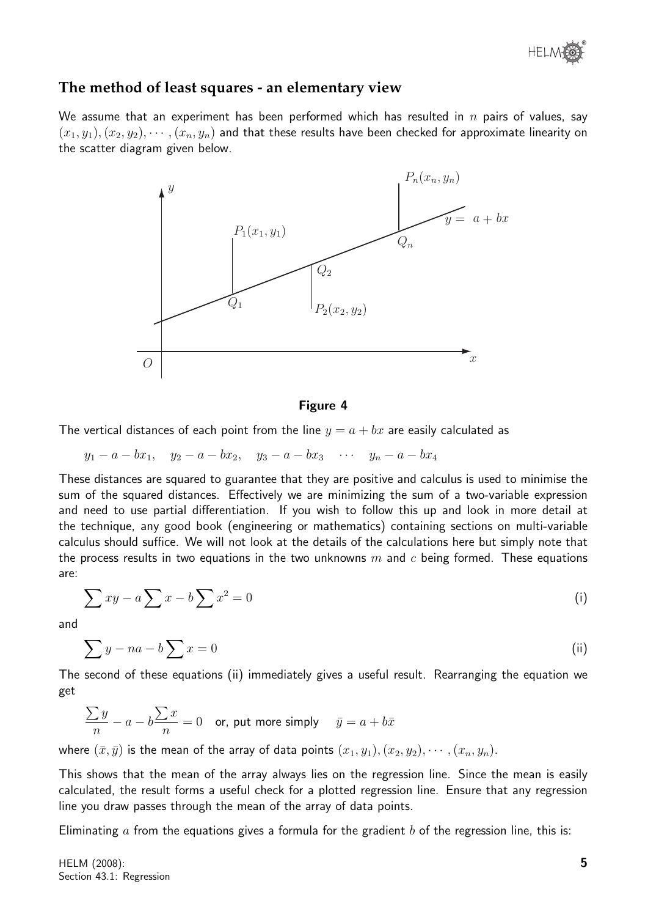## The method of least squares - an elementary view

We assume that an experiment has been performed which has resulted in $n$ pairs of values, say $(x_1, y_1), (x_2, y_2), \cdots, (x_n, y_n)$ and that these results have been checked for approximate linearity on the scatter diagram given below.

$y$

$P_n(x_n, y_n)$

$y = a + bx$

$P_1(x_1, y_1)$

$Q_n$

$Q_2$

$Q_1$

$P_2(x_2, y_2)$

$O$

$x$

**Figure 4**

The vertical distances of each point from the line $y = a + bx$ are easily calculated as

$$y_1 - a - bx_1, \quad y_2 - a - bx_2, \quad y_3 - a - bx_3 \quad \cdots \quad y_n - a - bx_4$$

These distances are squared to guarantee that they are positive and calculus is used to minimise the sum of the squared distances. Effectively we are minimizing the sum of a two-variable expression and need to use partial differentiation. If you wish to follow this up and look in more detail at the technique, any good book (engineering or mathematics) containing sections on multi-variable calculus should suffice. We will not look at the details of the calculations here but simply note that the process results in two equations in the two unknowns $m$ and $c$ being formed. These equations are:

$$\sum xy - a\sum x - b\sum x^2 = 0 \qquad \text{(i)}$$

and

$$\sum y - na - b\sum x = 0 \qquad \text{(ii)}$$

The second of these equations (ii) immediately gives a useful result. Rearranging the equation we get

$$\frac{\sum y}{n} - a - b\frac{\sum x}{n} = 0 \quad \text{or, put more simply} \quad \bar{y} = a + b\bar{x}$$

where $(\bar{x}, \bar{y})$ is the mean of the array of data points $(x_1, y_1), (x_2, y_2), \cdots, (x_n, y_n)$.

This shows that the mean of the array always lies on the regression line. Since the mean is easily calculated, the result forms a useful check for a plotted regression line. Ensure that any regression line you draw passes through the mean of the array of data points.

Eliminating $a$ from the equations gives a formula for the gradient $b$ of the regression line, this is: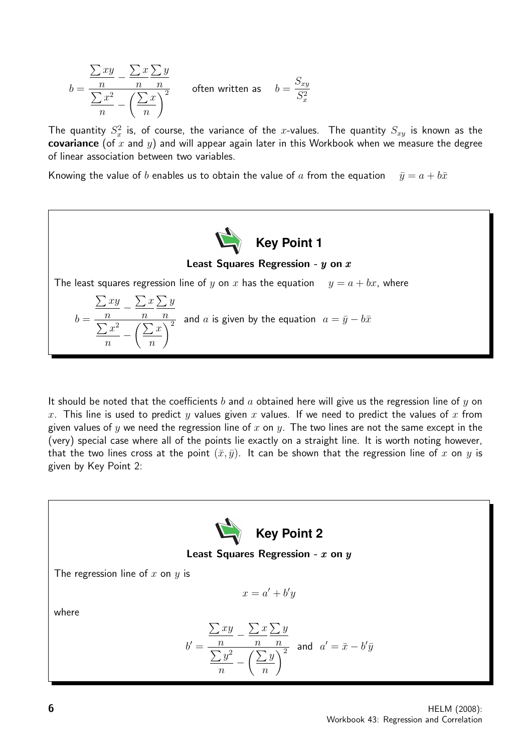$$b = \frac{\dfrac{\sum xy}{n} - \dfrac{\sum x}{n}\dfrac{\sum y}{n}}{\dfrac{\sum x^2}{n} - \left(\dfrac{\sum x}{n}\right)^2} \qquad \text{often written as} \qquad b = \frac{S_{xy}}{S_x^2}$$

The quantity $S_x^2$ is, of course, the variance of the $x$-values. The quantity $S_{xy}$ is known as the **covariance** (of $x$ and $y$) and will appear again later in this Workbook when we measure the degree of linear association between two variables.

Knowing the value of $b$ enables us to obtain the value of $a$ from the equation $\bar{y} = a + b\bar{x}$

### Key Point 1

**Least Squares Regression - $y$ on $x$**

The least squares regression line of $y$ on $x$ has the equation $y = a + bx$, where

$$b = \frac{\dfrac{\sum xy}{n} - \dfrac{\sum x}{n}\dfrac{\sum y}{n}}{\dfrac{\sum x^2}{n} - \left(\dfrac{\sum x}{n}\right)^2} \quad \text{and } a \text{ is given by the equation } \quad a = \bar{y} - b\bar{x}$$

It should be noted that the coefficients $b$ and $a$ obtained here will give us the regression line of $y$ on $x$. This line is used to predict $y$ values given $x$ values. If we need to predict the values of $x$ from given values of $y$ we need the regression line of $x$ on $y$. The two lines are not the same except in the (very) special case where all of the points lie exactly on a straight line. It is worth noting however, that the two lines cross at the point $(\bar{x}, \bar{y})$. It can be shown that the regression line of $x$ on $y$ is given by Key Point 2:

### Key Point 2

**Least Squares Regression - $x$ on $y$**

The regression line of $x$ on $y$ is

$$x = a' + b'y$$

where

$$b' = \frac{\dfrac{\sum xy}{n} - \dfrac{\sum x}{n}\dfrac{\sum y}{n}}{\dfrac{\sum y^2}{n} - \left(\dfrac{\sum y}{n}\right)^2} \quad \text{and} \quad a' = \bar{x} - b'\bar{y}$$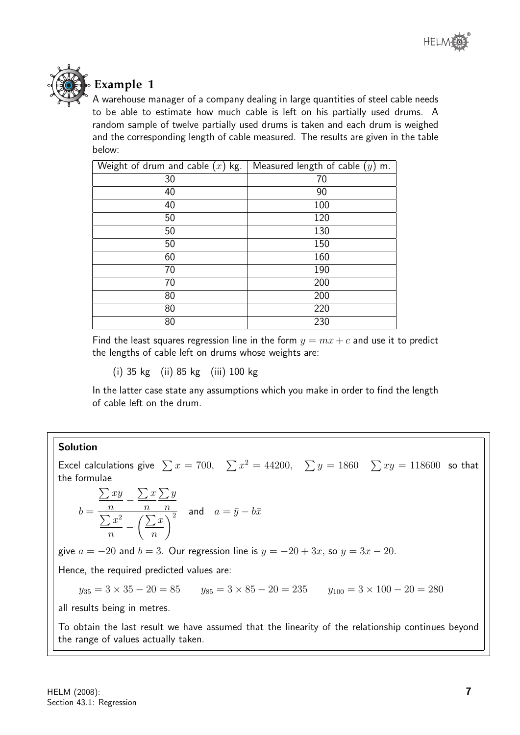## Example 1

A warehouse manager of a company dealing in large quantities of steel cable needs to be able to estimate how much cable is left on his partially used drums. A random sample of twelve partially used drums is taken and each drum is weighed and the corresponding length of cable measured. The results are given in the table below:

| Weight of drum and cable ($x$) kg. | Measured length of cable ($y$) m. |
|---|---|
| 30 | 70 |
| 40 | 90 |
| 40 | 100 |
| 50 | 120 |
| 50 | 130 |
| 50 | 150 |
| 60 | 160 |
| 70 | 190 |
| 70 | 200 |
| 80 | 200 |
| 80 | 220 |
| 80 | 230 |

Find the least squares regression line in the form $y = mx + c$ and use it to predict the lengths of cable left on drums whose weights are:

(i) 35 kg (ii) 85 kg (iii) 100 kg

In the latter case state any assumptions which you make in order to find the length of cable left on the drum.

**Solution**

Excel calculations give $\sum x = 700, \quad \sum x^2 = 44200, \quad \sum y = 1860 \quad \sum xy = 118600$ so that the formulae

$$b = \frac{\dfrac{\sum xy}{n} - \dfrac{\sum x}{n}\dfrac{\sum y}{n}}{\dfrac{\sum x^2}{n} - \left(\dfrac{\sum x}{n}\right)^2} \quad \text{and} \quad a = \bar{y} - b\bar{x}$$

give $a = -20$ and $b = 3$. Our regression line is $y = -20 + 3x$, so $y = 3x - 20$.

Hence, the required predicted values are:

$$y_{35} = 3 \times 35 - 20 = 85 \qquad y_{85} = 3 \times 85 - 20 = 235 \qquad y_{100} = 3 \times 100 - 20 = 280$$

all results being in metres.

To obtain the last result we have assumed that the linearity of the relationship continues beyond the range of values actually taken.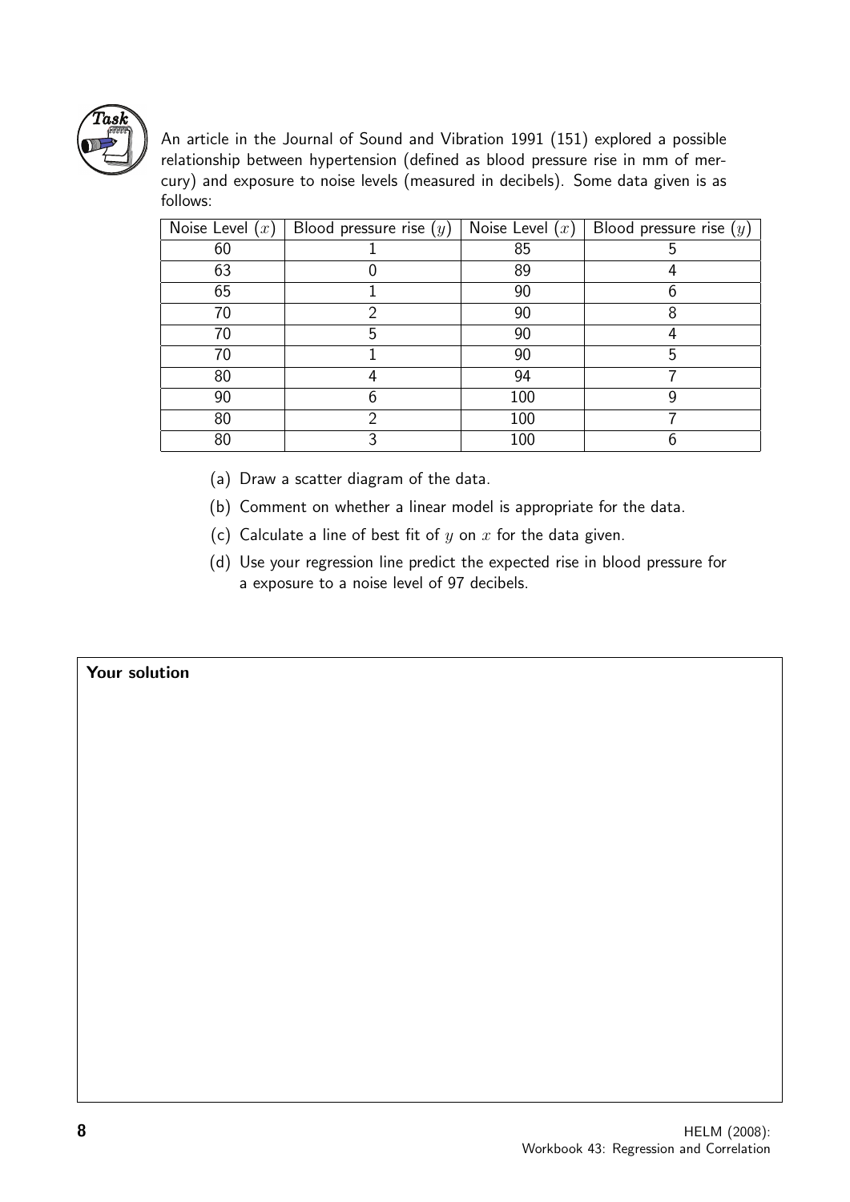**Task**

An article in the Journal of Sound and Vibration 1991 (151) explored a possible relationship between hypertension (defined as blood pressure rise in mm of mercury) and exposure to noise levels (measured in decibels). Some data given is as follows:

| Noise Level ($x$) | Blood pressure rise ($y$) | Noise Level ($x$) | Blood pressure rise ($y$) |
|---|---|---|---|
| 60 | 1 | 85 | 5 |
| 63 | 0 | 89 | 4 |
| 65 | 1 | 90 | 6 |
| 70 | 2 | 90 | 8 |
| 70 | 5 | 90 | 4 |
| 70 | 1 | 90 | 5 |
| 80 | 4 | 94 | 7 |
| 90 | 6 | 100 | 9 |
| 80 | 2 | 100 | 7 |
| 80 | 3 | 100 | 6 |

(a) Draw a scatter diagram of the data.

(b) Comment on whether a linear model is appropriate for the data.

(c) Calculate a line of best fit of $y$ on $x$ for the data given.

(d) Use your regression line predict the expected rise in blood pressure for a exposure to a noise level of 97 decibels.

**Your solution**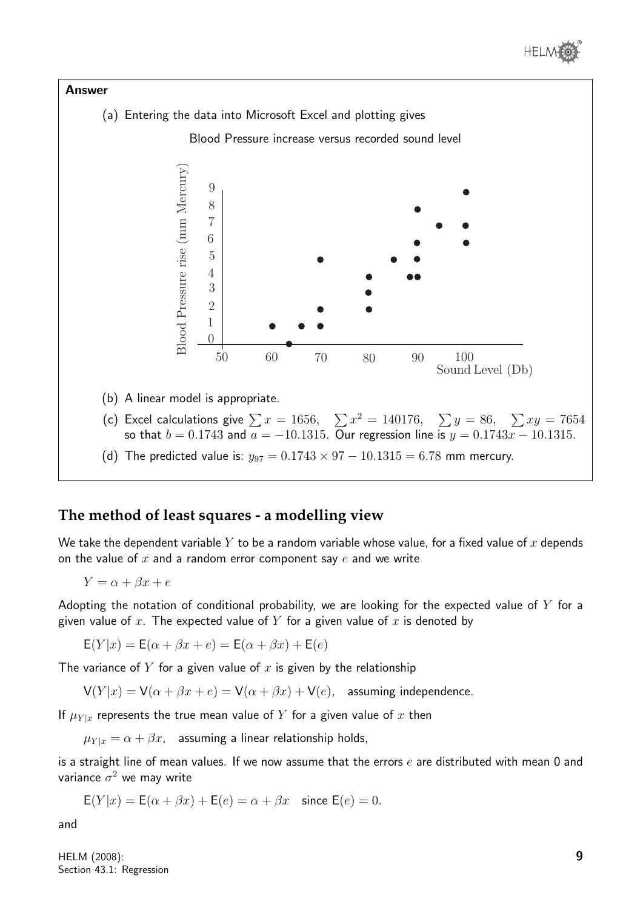**Answer**

(a) Entering the data into Microsoft Excel and plotting gives

Blood Pressure increase versus recorded sound level

Blood Pressure rise (mm Mercury)

9
8
7
6
5
4
3
2
1
0

50 60 70 80 90 100
Sound Level (Db)

(b) A linear model is appropriate.

(c) Excel calculations give $\sum x = 1656$, $\sum x^2 = 140176$, $\sum y = 86$, $\sum xy = 7654$ so that $b = 0.1743$ and $a = -10.1315$. Our regression line is $y = 0.1743x - 10.1315$.

(d) The predicted value is: $y_{97} = 0.1743 \times 97 - 10.1315 = 6.78$ mm mercury.

## The method of least squares - a modelling view

We take the dependent variable $Y$ to be a random variable whose value, for a fixed value of $x$ depends on the value of $x$ and a random error component say $e$ and we write

$$Y = \alpha + \beta x + e$$

Adopting the notation of conditional probability, we are looking for the expected value of $Y$ for a given value of $x$. The expected value of $Y$ for a given value of $x$ is denoted by

$$\mathsf{E}(Y|x) = \mathsf{E}(\alpha + \beta x + e) = \mathsf{E}(\alpha + \beta x) + \mathsf{E}(e)$$

The variance of $Y$ for a given value of $x$ is given by the relationship

$$\mathsf{V}(Y|x) = \mathsf{V}(\alpha + \beta x + e) = \mathsf{V}(\alpha + \beta x) + \mathsf{V}(e), \quad \text{assuming independence.}$$

If $\mu_{Y|x}$ represents the true mean value of $Y$ for a given value of $x$ then

$$\mu_{Y|x} = \alpha + \beta x, \quad \text{assuming a linear relationship holds,}$$

is a straight line of mean values. If we now assume that the errors $e$ are distributed with mean 0 and variance $\sigma^2$ we may write

$$\mathsf{E}(Y|x) = \mathsf{E}(\alpha + \beta x) + \mathsf{E}(e) = \alpha + \beta x \quad \text{since } \mathsf{E}(e) = 0.$$

and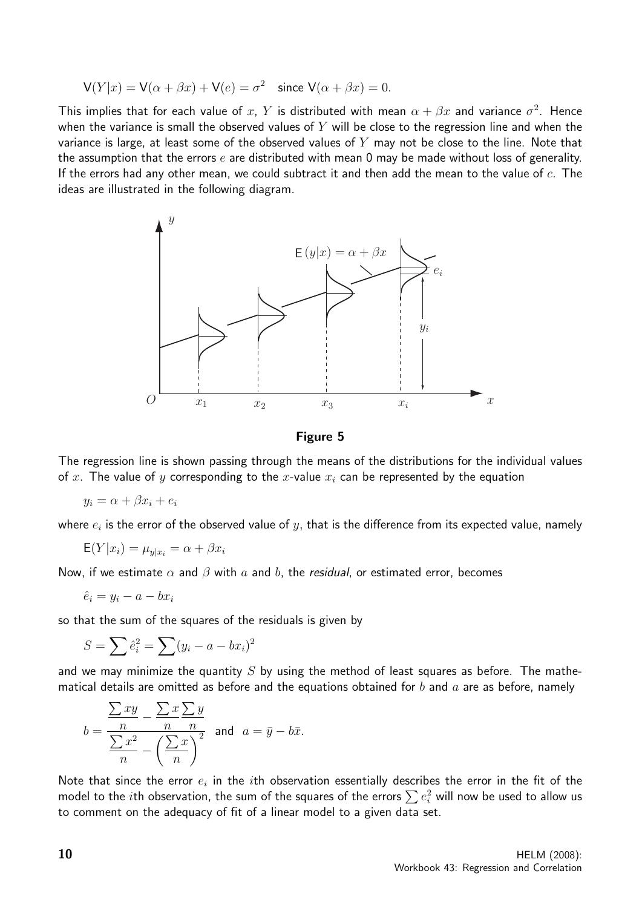$$\mathsf{V}(Y|x) = \mathsf{V}(\alpha + \beta x) + \mathsf{V}(e) = \sigma^2 \quad \text{since } \mathsf{V}(\alpha + \beta x) = 0.$$

This implies that for each value of $x$, $Y$ is distributed with mean $\alpha + \beta x$ and variance $\sigma^2$. Hence when the variance is small the observed values of $Y$ will be close to the regression line and when the variance is large, at least some of the observed values of $Y$ may not be close to the line. Note that the assumption that the errors $e$ are distributed with mean 0 may be made without loss of generality. If the errors had any other mean, we could subtract it and then add the mean to the value of $c$. The ideas are illustrated in the following diagram.

$y$

$\mathsf{E}(y|x) = \alpha + \beta x$

$e_i$

$y_i$

$O$ $x_1$ $x_2$ $x_3$ $x_i$ $x$

**Figure 5**

The regression line is shown passing through the means of the distributions for the individual values of $x$. The value of $y$ corresponding to the $x$-value $x_i$ can be represented by the equation

$$y_i = \alpha + \beta x_i + e_i$$

where $e_i$ is the error of the observed value of $y$, that is the difference from its expected value, namely

$$\mathsf{E}(Y|x_i) = \mu_{y|x_i} = \alpha + \beta x_i$$

Now, if we estimate $\alpha$ and $\beta$ with $a$ and $b$, the *residual*, or estimated error, becomes

$$\hat{e}_i = y_i - a - bx_i$$

so that the sum of the squares of the residuals is given by

$$S = \sum \hat{e}_i^2 = \sum (y_i - a - bx_i)^2$$

and we may minimize the quantity $S$ by using the method of least squares as before. The mathematical details are omitted as before and the equations obtained for $b$ and $a$ are as before, namely

$$b = \frac{\dfrac{\sum xy}{n} - \dfrac{\sum x}{n}\dfrac{\sum y}{n}}{\dfrac{\sum x^2}{n} - \left(\dfrac{\sum x}{n}\right)^2} \quad \text{and} \quad a = \bar{y} - b\bar{x}.$$

Note that since the error $e_i$ in the $i$th observation essentially describes the error in the fit of the model to the $i$th observation, the sum of the squares of the errors $\sum e_i^2$ will now be used to allow us to comment on the adequacy of fit of a linear model to a given data set.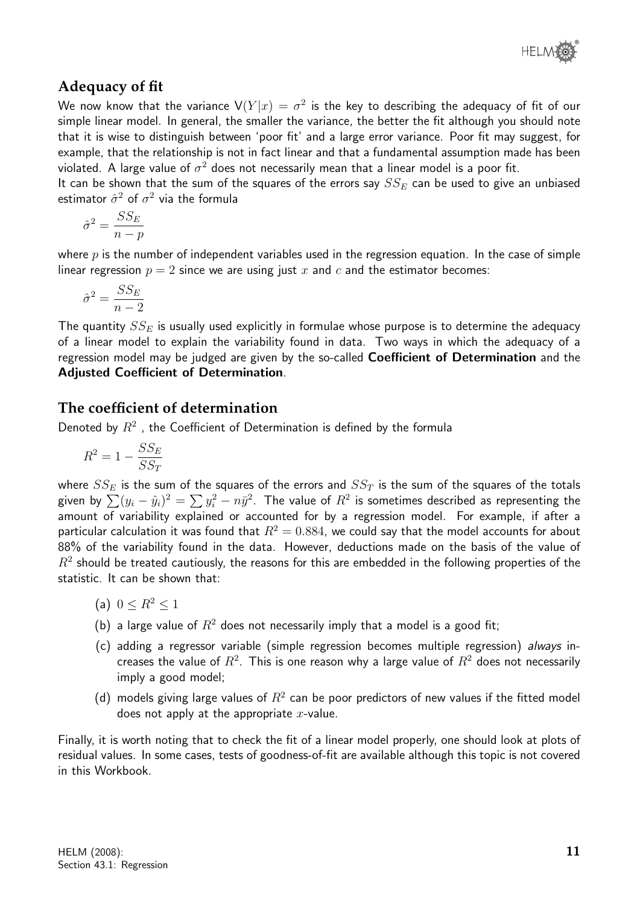## Adequacy of fit

We now know that the variance $\mathsf{V}(Y|x) = \sigma^2$ is the key to describing the adequacy of fit of our simple linear model. In general, the smaller the variance, the better the fit although you should note that it is wise to distinguish between 'poor fit' and a large error variance. Poor fit may suggest, for example, that the relationship is not in fact linear and that a fundamental assumption made has been violated. A large value of $\sigma^2$ does not necessarily mean that a linear model is a poor fit.

It can be shown that the sum of the squares of the errors say $SS_E$ can be used to give an unbiased estimator $\hat{\sigma}^2$ of $\sigma^2$ via the formula

$$\hat{\sigma}^2 = \frac{SS_E}{n-p}$$

where $p$ is the number of independent variables used in the regression equation. In the case of simple linear regression $p = 2$ since we are using just $x$ and $c$ and the estimator becomes:

$$\hat{\sigma}^2 = \frac{SS_E}{n-2}$$

The quantity $SS_E$ is usually used explicitly in formulae whose purpose is to determine the adequacy of a linear model to explain the variability found in data. Two ways in which the adequacy of a regression model may be judged are given by the so-called **Coefficient of Determination** and the **Adjusted Coefficient of Determination**.

## The coefficient of determination

Denoted by $R^2$ , the Coefficient of Determination is defined by the formula

$$R^2 = 1 - \frac{SS_E}{SS_T}$$

where $SS_E$ is the sum of the squares of the errors and $SS_T$ is the sum of the squares of the totals given by $\sum(y_i - \hat{y}_i)^2 = \sum y_i^2 - n\bar{y}^2$. The value of $R^2$ is sometimes described as representing the amount of variability explained or accounted for by a regression model. For example, if after a particular calculation it was found that $R^2 = 0.884$, we could say that the model accounts for about 88% of the variability found in the data. However, deductions made on the basis of the value of $R^2$ should be treated cautiously, the reasons for this are embedded in the following properties of the statistic. It can be shown that:

(a) $0 \leq R^2 \leq 1$

(b) a large value of $R^2$ does not necessarily imply that a model is a good fit;

(c) adding a regressor variable (simple regression becomes multiple regression) *always* increases the value of $R^2$. This is one reason why a large value of $R^2$ does not necessarily imply a good model;

(d) models giving large values of $R^2$ can be poor predictors of new values if the fitted model does not apply at the appropriate $x$-value.

Finally, it is worth noting that to check the fit of a linear model properly, one should look at plots of residual values. In some cases, tests of goodness-of-fit are available although this topic is not covered in this Workbook.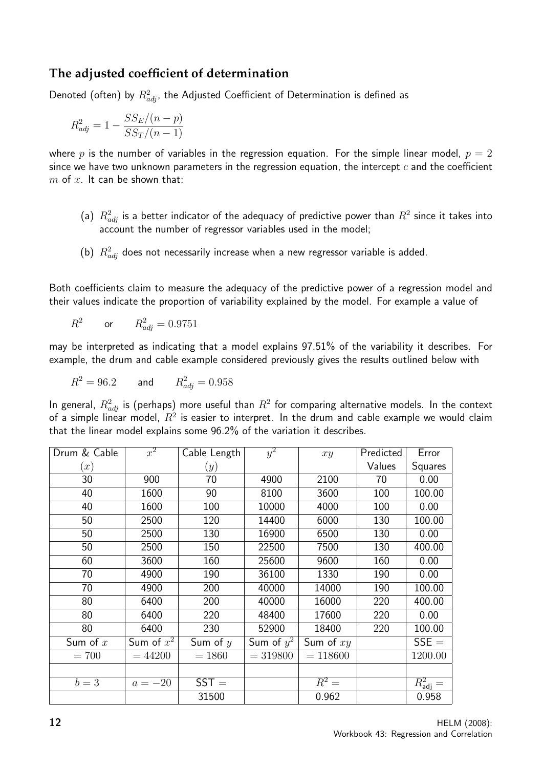## The adjusted coefficient of determination

Denoted (often) by $R^2_{adj}$, the Adjusted Coefficient of Determination is defined as

$$R^2_{adj} = 1 - \frac{SS_E/(n-p)}{SS_T/(n-1)}$$

where $p$ is the number of variables in the regression equation. For the simple linear model, $p = 2$ since we have two unknown parameters in the regression equation, the intercept $c$ and the coefficient $m$ of $x$. It can be shown that:

(a) $R^2_{adj}$ is a better indicator of the adequacy of predictive power than $R^2$ since it takes into account the number of regressor variables used in the model;

(b) $R^2_{adj}$ does not necessarily increase when a new regressor variable is added.

Both coefficients claim to measure the adequacy of the predictive power of a regression model and their values indicate the proportion of variability explained by the model. For example a value of

$R^2$ or $R^2_{adj} = 0.9751$

may be interpreted as indicating that a model explains 97.51% of the variability it describes. For example, the drum and cable example considered previously gives the results outlined below with

$R^2 = 96.2$ and $R^2_{adj} = 0.958$

In general, $R^2_{adj}$ is (perhaps) more useful than $R^2$ for comparing alternative models. In the context of a simple linear model, $R^2$ is easier to interpret. In the drum and cable example we would claim that the linear model explains some 96.2% of the variation it describes.

| Drum & Cable ($x$) | $x^2$ | Cable Length ($y$) | $y^2$ | $xy$ | Predicted Values | Error Squares |
|---|---|---|---|---|---|---|
| 30 | 900 | 70 | 4900 | 2100 | 70 | 0.00 |
| 40 | 1600 | 90 | 8100 | 3600 | 100 | 100.00 |
| 40 | 1600 | 100 | 10000 | 4000 | 100 | 0.00 |
| 50 | 2500 | 120 | 14400 | 6000 | 130 | 100.00 |
| 50 | 2500 | 130 | 16900 | 6500 | 130 | 0.00 |
| 50 | 2500 | 150 | 22500 | 7500 | 130 | 400.00 |
| 60 | 3600 | 160 | 25600 | 9600 | 160 | 0.00 |
| 70 | 4900 | 190 | 36100 | 1330 | 190 | 0.00 |
| 70 | 4900 | 200 | 40000 | 14000 | 190 | 100.00 |
| 80 | 6400 | 200 | 40000 | 16000 | 220 | 400.00 |
| 80 | 6400 | 220 | 48400 | 17600 | 220 | 0.00 |
| 80 | 6400 | 230 | 52900 | 18400 | 220 | 100.00 |
| Sum of $x$ | Sum of $x^2$ | Sum of $y$ | Sum of $y^2$ | Sum of $xy$ | | SSE = |
| $= 700$ | $= 44200$ | $= 1860$ | $= 319800$ | $= 118600$ | | 1200.00 |
| | | | | | | |
| $b = 3$ | $a = -20$ | SST = | | $R^2 =$ | | $R^2_{adj} =$ |
| | | 31500 | | 0.962 | | 0.958 |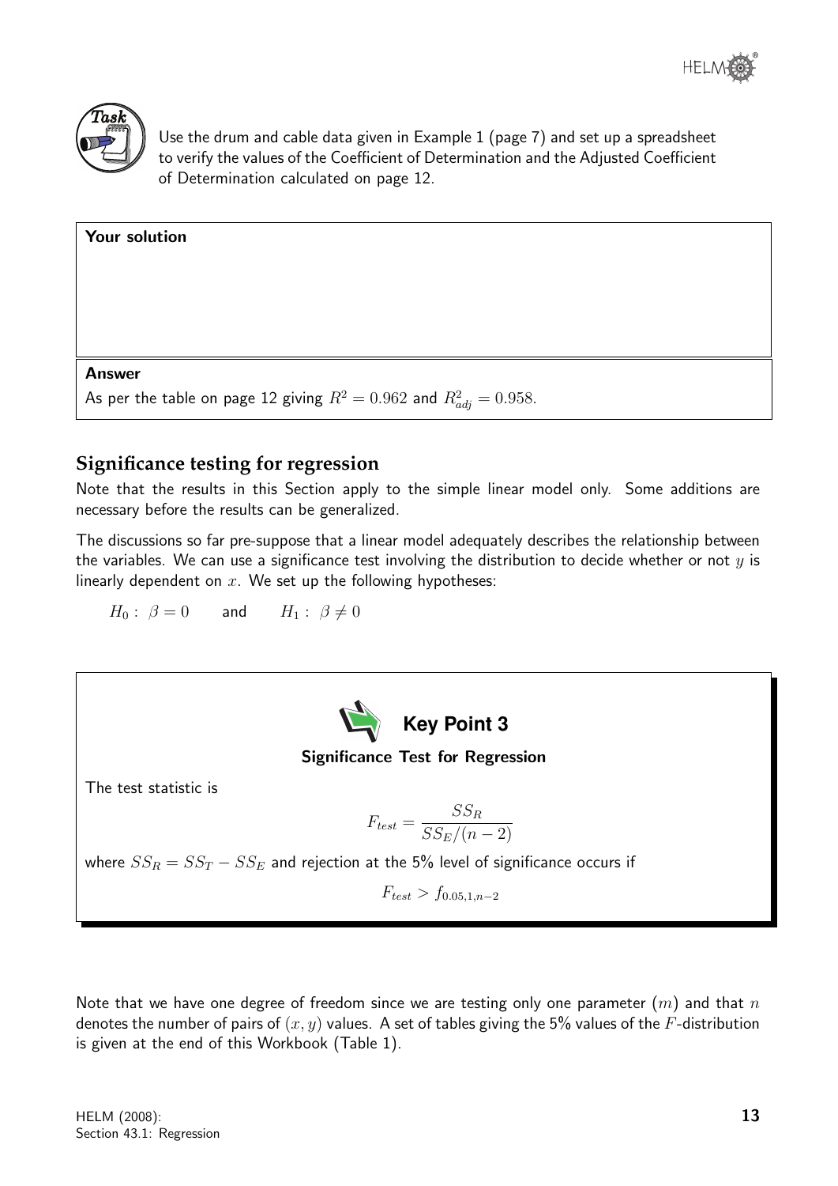**Task**

Use the drum and cable data given in Example 1 (page 7) and set up a spreadsheet to verify the values of the Coefficient of Determination and the Adjusted Coefficient of Determination calculated on page 12.

**Your solution**

**Answer**

As per the table on page 12 giving $R^2 = 0.962$ and $R^2_{adj} = 0.958$.

## Significance testing for regression

Note that the results in this Section apply to the simple linear model only. Some additions are necessary before the results can be generalized.

The discussions so far pre-suppose that a linear model adequately describes the relationship between the variables. We can use a significance test involving the distribution to decide whether or not $y$ is linearly dependent on $x$. We set up the following hypotheses:

$H_0: \ \beta = 0$ and $H_1: \ \beta \neq 0$

**Key Point 3**

**Significance Test for Regression**

The test statistic is

$$F_{test} = \frac{SS_R}{SS_E/(n-2)}$$

where $SS_R = SS_T - SS_E$ and rejection at the 5% level of significance occurs if

$$F_{test} > f_{0.05,1,n-2}$$

Note that we have one degree of freedom since we are testing only one parameter ($m$) and that $n$ denotes the number of pairs of $(x, y)$ values. A set of tables giving the 5% values of the $F$-distribution is given at the end of this Workbook (Table 1).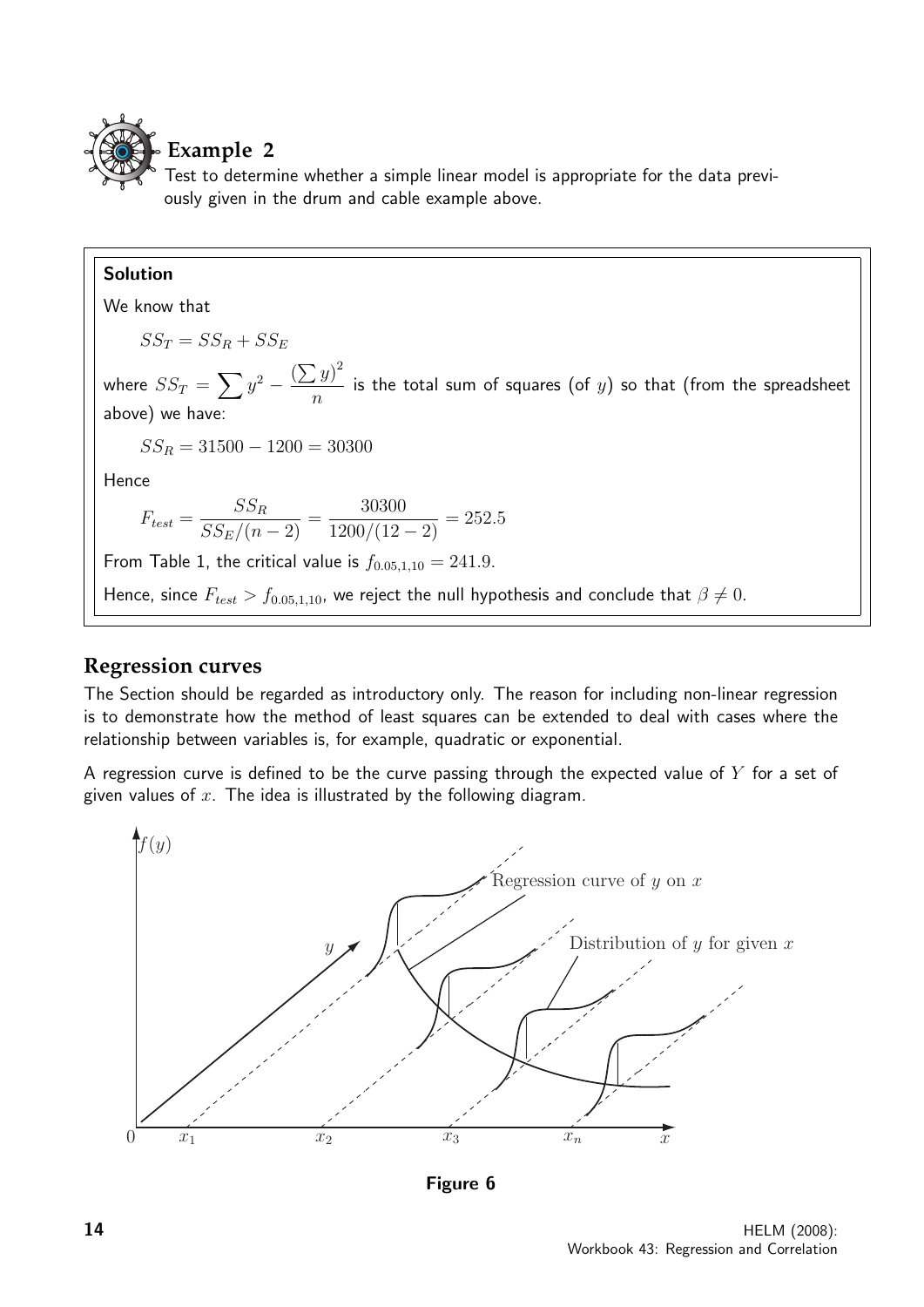## Example 2

Test to determine whether a simple linear model is appropriate for the data previously given in the drum and cable example above.

**Solution**

We know that

$$SS_T = SS_R + SS_E$$

where $SS_T = \sum y^2 - \frac{\left(\sum y\right)^2}{n}$ is the total sum of squares (of $y$) so that (from the spreadsheet above) we have:

$$SS_R = 31500 - 1200 = 30300$$

Hence

$$F_{test} = \frac{SS_R}{SS_E/(n-2)} = \frac{30300}{1200/(12-2)} = 252.5$$

From Table 1, the critical value is $f_{0.05,1,10} = 241.9$.

Hence, since $F_{test} > f_{0.05,1,10}$, we reject the null hypothesis and conclude that $\beta \neq 0$.

## Regression curves

The Section should be regarded as introductory only. The reason for including non-linear regression is to demonstrate how the method of least squares can be extended to deal with cases where the relationship between variables is, for example, quadratic or exponential.

A regression curve is defined to be the curve passing through the expected value of $Y$ for a set of given values of $x$. The idea is illustrated by the following diagram.

$f(y)$

$y$

Regression curve of $y$ on $x$

Distribution of $y$ for given $x$

0 $x_1$ $x_2$ $x_3$ $x_n$ $x$

**Figure 6**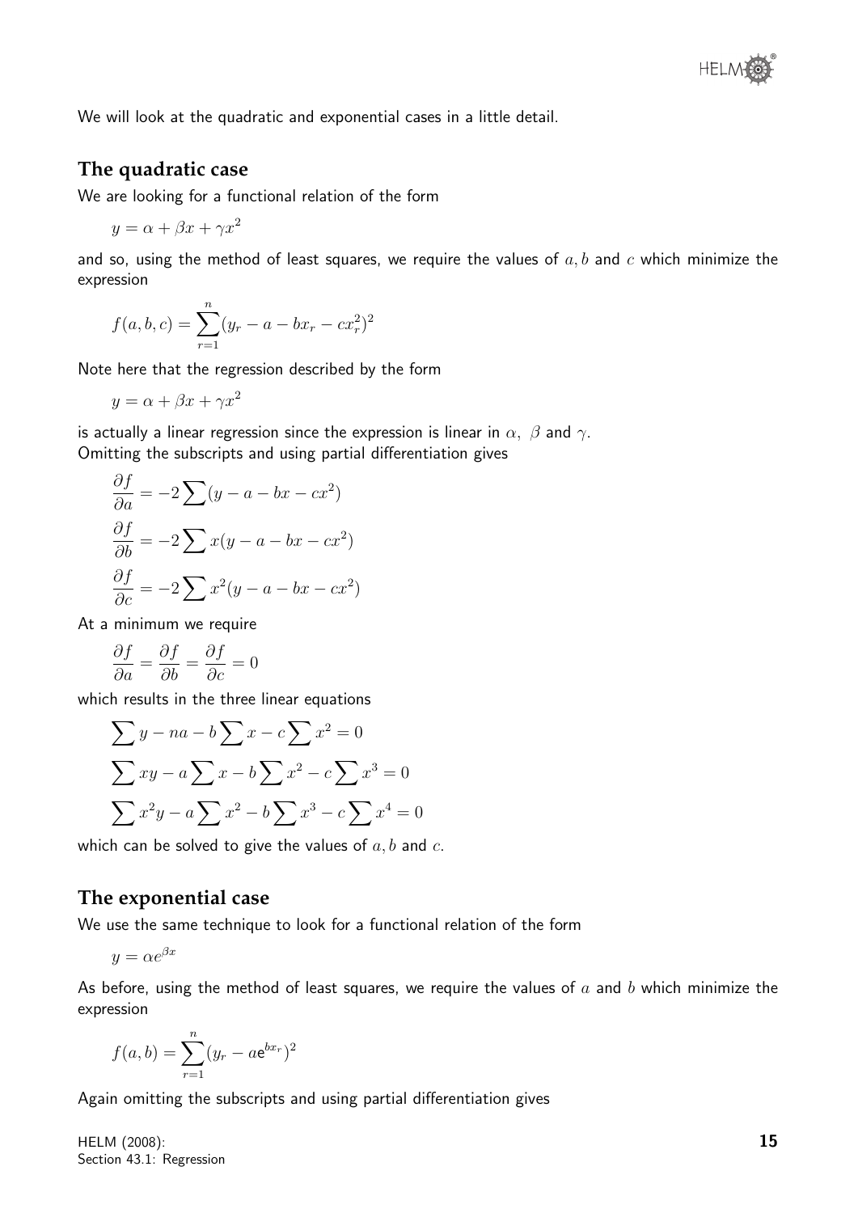We will look at the quadratic and exponential cases in a little detail.

## The quadratic case

We are looking for a functional relation of the form

$$y = \alpha + \beta x + \gamma x^2$$

and so, using the method of least squares, we require the values of $a, b$ and $c$ which minimize the expression

$$f(a, b, c) = \sum_{r=1}^{n}(y_r - a - bx_r - cx_r^2)^2$$

Note here that the regression described by the form

$$y = \alpha + \beta x + \gamma x^2$$

is actually a linear regression since the expression is linear in $\alpha$, $\beta$ and $\gamma$.
Omitting the subscripts and using partial differentiation gives

$$\frac{\partial f}{\partial a} = -2\sum(y - a - bx - cx^2)$$

$$\frac{\partial f}{\partial b} = -2\sum x(y - a - bx - cx^2)$$

$$\frac{\partial f}{\partial c} = -2\sum x^2(y - a - bx - cx^2)$$

At a minimum we require

$$\frac{\partial f}{\partial a} = \frac{\partial f}{\partial b} = \frac{\partial f}{\partial c} = 0$$

which results in the three linear equations

$$\sum y - na - b\sum x - c\sum x^2 = 0$$

$$\sum xy - a\sum x - b\sum x^2 - c\sum x^3 = 0$$

$$\sum x^2 y - a\sum x^2 - b\sum x^3 - c\sum x^4 = 0$$

which can be solved to give the values of $a, b$ and $c$.

## The exponential case

We use the same technique to look for a functional relation of the form

$$y = \alpha e^{\beta x}$$

As before, using the method of least squares, we require the values of $a$ and $b$ which minimize the expression

$$f(a, b) = \sum_{r=1}^{n}(y_r - a\mathrm{e}^{bx_r})^2$$

Again omitting the subscripts and using partial differentiation gives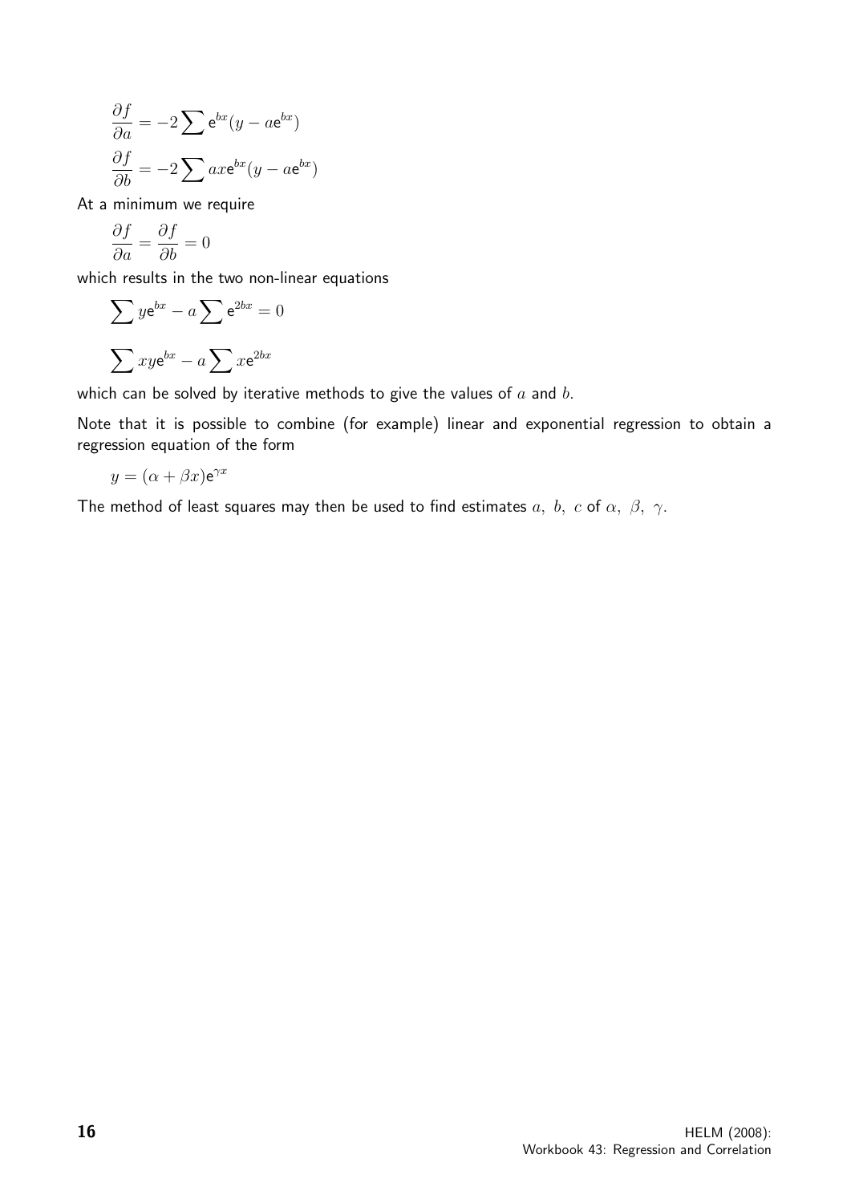$$\frac{\partial f}{\partial a} = -2\sum \mathrm{e}^{bx}(y - a\mathrm{e}^{bx})$$

$$\frac{\partial f}{\partial b} = -2\sum ax\mathrm{e}^{bx}(y - a\mathrm{e}^{bx})$$

At a minimum we require

$$\frac{\partial f}{\partial a} = \frac{\partial f}{\partial b} = 0$$

which results in the two non-linear equations

$$\sum y\mathrm{e}^{bx} - a\sum \mathrm{e}^{2bx} = 0$$

$$\sum xy\mathrm{e}^{bx} - a\sum x\mathrm{e}^{2bx}$$

which can be solved by iterative methods to give the values of $a$ and $b$.

Note that it is possible to combine (for example) linear and exponential regression to obtain a regression equation of the form

$$y = (\alpha + \beta x)\mathrm{e}^{\gamma x}$$

The method of least squares may then be used to find estimates $a,\ b,\ c$ of $\alpha,\ \beta,\ \gamma$.